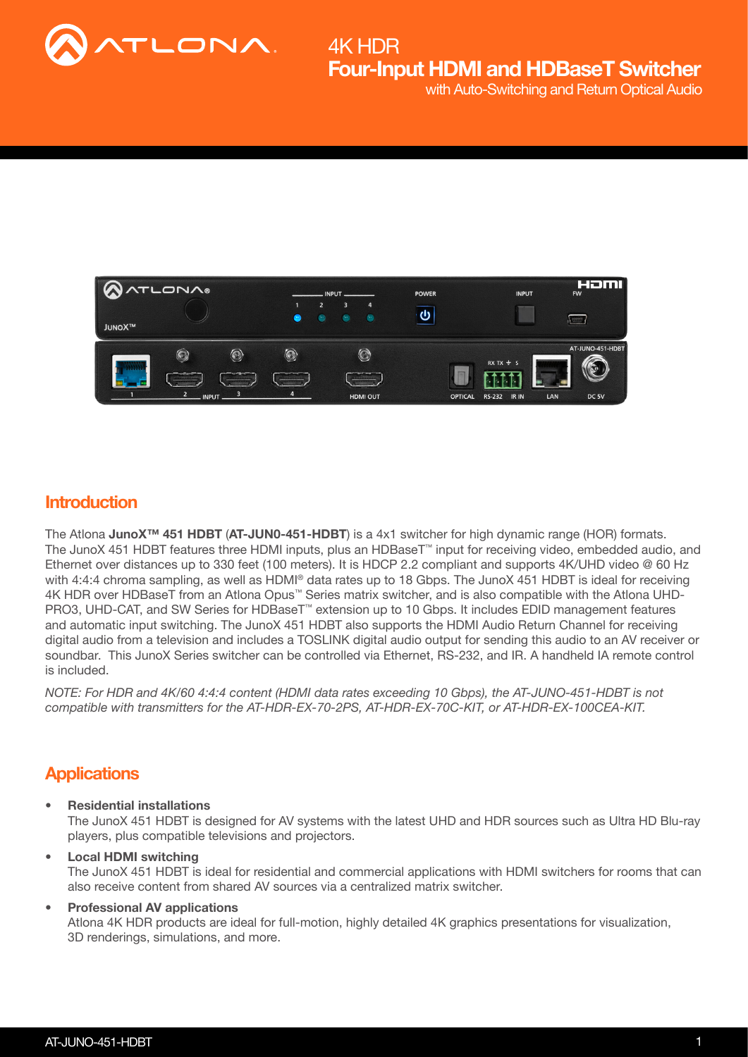# 4K HDR Four-Input HDMI and HDBaseT Switcher with Auto-Switching and Return Optical Audio

## Introduction

The Atlona **JunoX™ 451 HDBT** (**AT-JUN0-451-HDBT**) is a 4x1 switcher for high dynamic range (HOR) formats. The JunoX 451 HDBT features three HDMI inputs, plus an HDBaseT™ input for receiving video, embedded audio, and Ethernet over distances up to 330 feet (100 meters). It is HDCP 2.2 compliant and supports 4K/UHD video @ 60 Hz with 4:4:4 chroma sampling, as well as HDMI® data rates up to 18 Gbps. The JunoX 451 HDBT is ideal for receiving 4K HDR over HDBaseT from an Atlona Opus™ Series matrix switcher, and is also compatible with the Atlona UHD-PRO3, UHD-CAT, and SW Series for HDBaseT™ extension up to 10 Gbps. It includes EDID management features and automatic input switching. The JunoX 451 HDBT also supports the HDMI Audio Return Channel for receiving digital audio from a television and includes a TOSLINK digital audio output for sending this audio to an AV receiver or soundbar. This JunoX Series switcher can be controlled via Ethernet, RS-232, and IR. A handheld IA remote control is included.

*NOTE: For HDR and 4K/60 4:4:4 content (HDMI data rates exceeding 10 Gbps), the AT-JUNO-451-HDBT is not compatible with transmitters for the AT-HDR-EX-70-2PS, AT-HDR-EX-70C-KIT, or AT-HDR-EX-100CEA-KIT.*

## Applications

- **Residential installations**
  The JunoX 451 HDBT is designed for AV systems with the latest UHD and HDR sources such as Ultra HD Blu-ray players, plus compatible televisions and projectors.
- **Local HDMI switching**
  The JunoX 451 HDBT is ideal for residential and commercial applications with HDMI switchers for rooms that can also receive content from shared AV sources via a centralized matrix switcher.
- **Professional AV applications**
  Atlona 4K HDR products are ideal for full-motion, highly detailed 4K graphics presentations for visualization, 3D renderings, simulations, and more.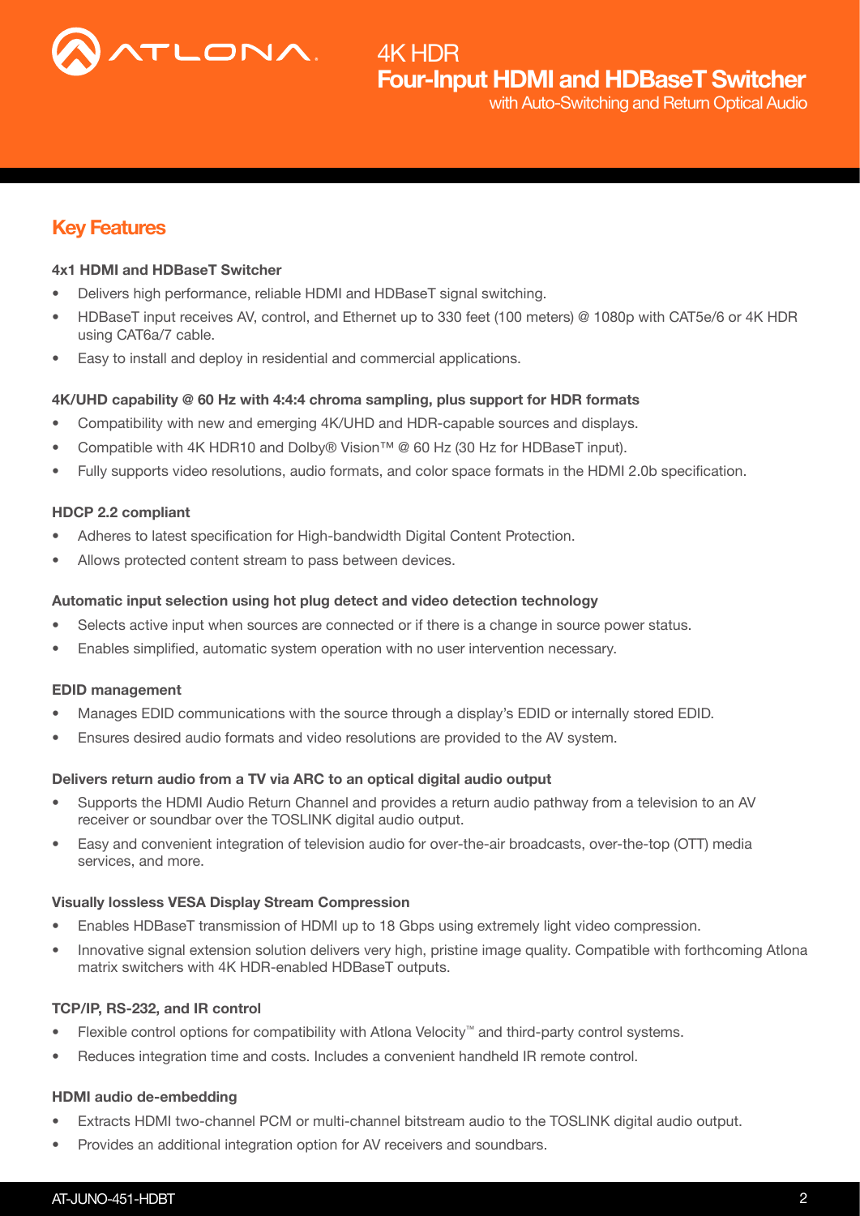## Key Features

**4x1 HDMI and HDBaseT Switcher**

- Delivers high performance, reliable HDMI and HDBaseT signal switching.
- HDBaseT input receives AV, control, and Ethernet up to 330 feet (100 meters) @ 1080p with CAT5e/6 or 4K HDR using CAT6a/7 cable.
- Easy to install and deploy in residential and commercial applications.

**4K/UHD capability @ 60 Hz with 4:4:4 chroma sampling, plus support for HDR formats**

- Compatibility with new and emerging 4K/UHD and HDR-capable sources and displays.
- Compatible with 4K HDR10 and Dolby® Vision™ @ 60 Hz (30 Hz for HDBaseT input).
- Fully supports video resolutions, audio formats, and color space formats in the HDMI 2.0b specification.

**HDCP 2.2 compliant**

- Adheres to latest specification for High-bandwidth Digital Content Protection.
- Allows protected content stream to pass between devices.

**Automatic input selection using hot plug detect and video detection technology**

- Selects active input when sources are connected or if there is a change in source power status.
- Enables simplified, automatic system operation with no user intervention necessary.

**EDID management**

- Manages EDID communications with the source through a display's EDID or internally stored EDID.
- Ensures desired audio formats and video resolutions are provided to the AV system.

**Delivers return audio from a TV via ARC to an optical digital audio output**

- Supports the HDMI Audio Return Channel and provides a return audio pathway from a television to an AV receiver or soundbar over the TOSLINK digital audio output.
- Easy and convenient integration of television audio for over-the-air broadcasts, over-the-top (OTT) media services, and more.

**Visually lossless VESA Display Stream Compression**

- Enables HDBaseT transmission of HDMI up to 18 Gbps using extremely light video compression.
- Innovative signal extension solution delivers very high, pristine image quality. Compatible with forthcoming Atlona matrix switchers with 4K HDR-enabled HDBaseT outputs.

**TCP/IP, RS-232, and IR control**

- Flexible control options for compatibility with Atlona Velocity™ and third-party control systems.
- Reduces integration time and costs. Includes a convenient handheld IR remote control.

**HDMI audio de-embedding**

- Extracts HDMI two-channel PCM or multi-channel bitstream audio to the TOSLINK digital audio output.
- Provides an additional integration option for AV receivers and soundbars.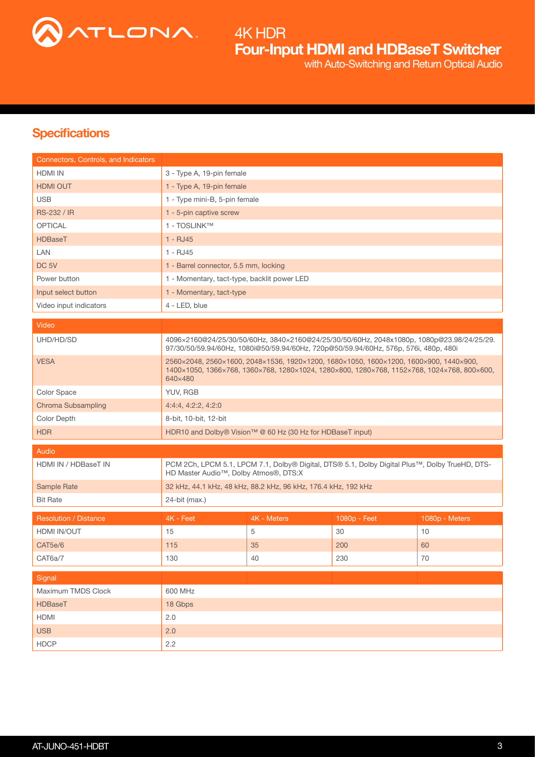# 4K HDR Four-Input HDMI and HDBaseT Switcher

with Auto-Switching and Return Optical Audio

## Specifications

| Connectors, Controls, and Indicators | |
|---|---|
| HDMI IN | 3 - Type A, 19-pin female |
| HDMI OUT | 1 - Type A, 19-pin female |
| USB | 1 - Type mini-B, 5-pin female |
| RS-232 / IR | 1 - 5-pin captive screw |
| OPTICAL | 1 - TOSLINK™ |
| HDBaseT | 1 - RJ45 |
| LAN | 1 - RJ45 |
| DC 5V | 1 - Barrel connector, 5.5 mm, locking |
| Power button | 1 - Momentary, tact-type, backlit power LED |
| Input select button | 1 - Momentary, tact-type |
| Video input indicators | 4 - LED, blue |

| Video | |
|---|---|
| UHD/HD/SD | 4096×2160@24/25/30/50/60Hz, 3840×2160@24/25/30/50/60Hz, 2048x1080p, 1080p@23.98/24/25/29.97/30/50/59.94/60Hz, 1080i@50/59.94/60Hz, 720p@50/59.94/60Hz, 576p, 576i, 480p, 480i |
| VESA | 2560×2048, 2560×1600, 2048×1536, 1920×1200, 1680×1050, 1600×1200, 1600×900, 1440×900, 1400×1050, 1366×768, 1360×768, 1280×1024, 1280×800, 1280×768, 1152×768, 1024×768, 800×600, 640×480 |
| Color Space | YUV, RGB |
| Chroma Subsampling | 4:4:4, 4:2:2, 4:2:0 |
| Color Depth | 8-bit, 10-bit, 12-bit |
| HDR | HDR10 and Dolby® Vision™ @ 60 Hz (30 Hz for HDBaseT input) |

| Audio | |
|---|---|
| HDMI IN / HDBaseT IN | PCM 2Ch, LPCM 5.1, LPCM 7.1, Dolby® Digital, DTS® 5.1, Dolby Digital Plus™, Dolby TrueHD, DTS-HD Master Audio™, Dolby Atmos®, DTS:X |
| Sample Rate | 32 kHz, 44.1 kHz, 48 kHz, 88.2 kHz, 96 kHz, 176.4 kHz, 192 kHz |
| Bit Rate | 24-bit (max.) |

| Resolution / Distance | 4K - Feet | 4K - Meters | 1080p - Feet | 1080p - Meters |
|---|---|---|---|---|
| HDMI IN/OUT | 15 | 5 | 30 | 10 |
| CAT5e/6 | 115 | 35 | 200 | 60 |
| CAT6a/7 | 130 | 40 | 230 | 70 |

| Signal | |
|---|---|
| Maximum TMDS Clock | 600 MHz |
| HDBaseT | 18 Gbps |
| HDMI | 2.0 |
| USB | 2.0 |
| HDCP | 2.2 |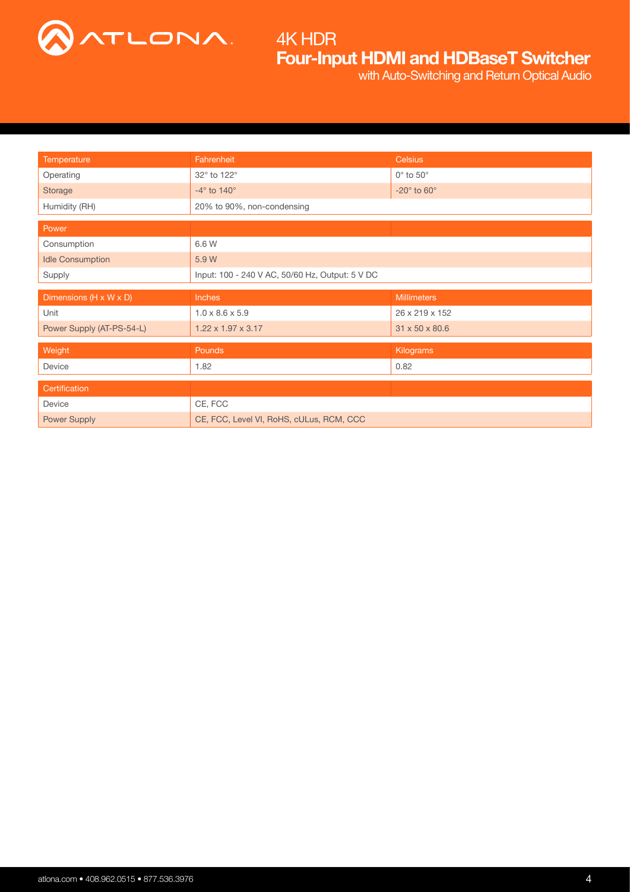| Temperature | Fahrenheit | Celsius |
|---|---|---|
| Operating | 32° to 122° | 0° to 50° |
| Storage | -4° to 140° | -20° to 60° |
| Humidity (RH) | 20% to 90%, non-condensing | |

| Power | | |
|---|---|---|
| Consumption | 6.6 W | |
| Idle Consumption | 5.9 W | |
| Supply | Input: 100 - 240 V AC, 50/60 Hz, Output: 5 V DC | |

| Dimensions (H x W x D) | Inches | Millimeters |
|---|---|---|
| Unit | 1.0 x 8.6 x 5.9 | 26 x 219 x 152 |
| Power Supply (AT-PS-54-L) | 1.22 x 1.97 x 3.17 | 31 x 50 x 80.6 |

| Weight | Pounds | Kilograms |
|---|---|---|
| Device | 1.82 | 0.82 |

| Certification | | |
|---|---|---|
| Device | CE, FCC | |
| Power Supply | CE, FCC, Level VI, RoHS, cULus, RCM, CCC | |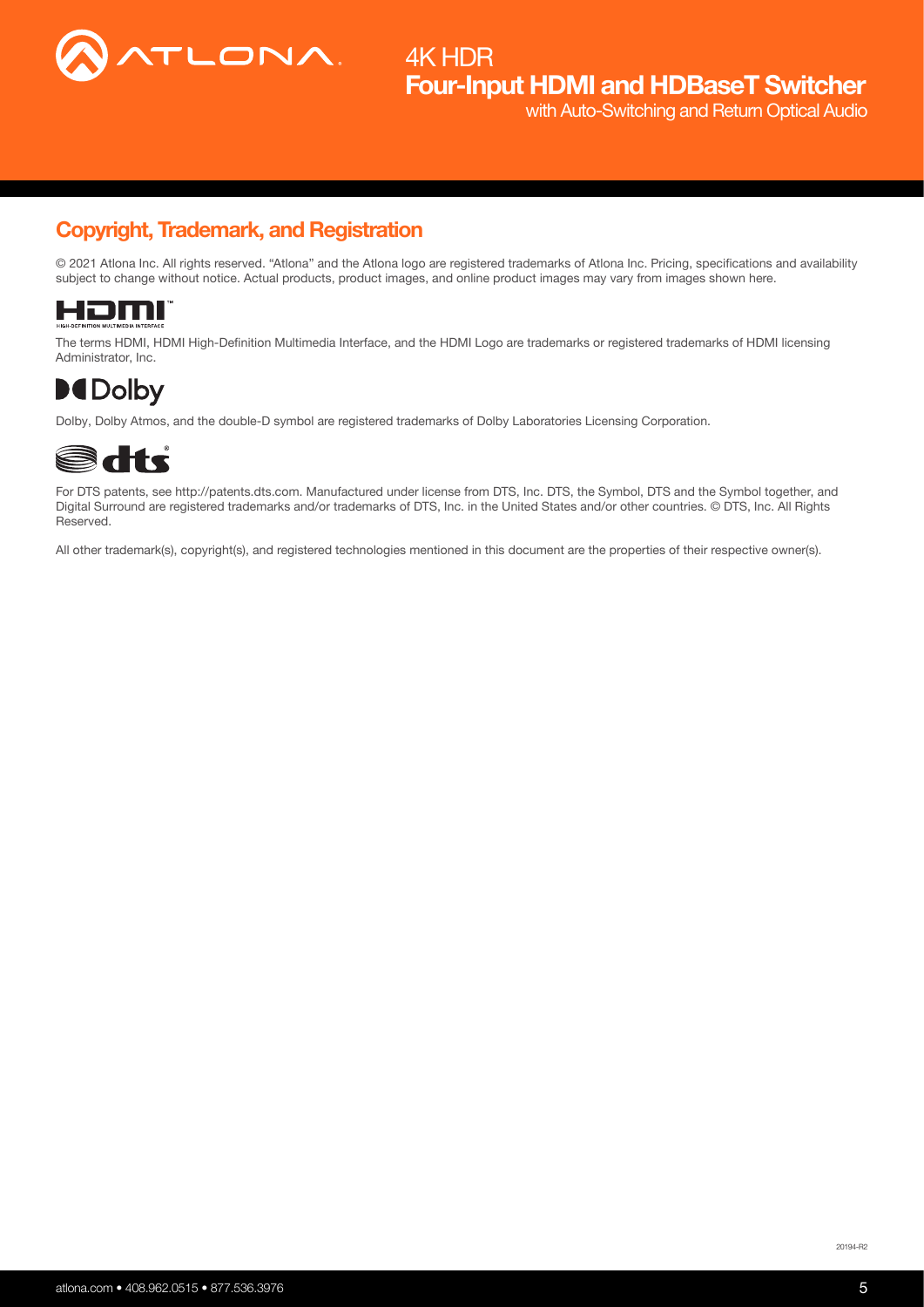## Copyright, Trademark, and Registration

© 2021 Atlona Inc. All rights reserved. “Atlona” and the Atlona logo are registered trademarks of Atlona Inc. Pricing, specifications and availability subject to change without notice. Actual products, product images, and online product images may vary from images shown here.

The terms HDMI, HDMI High-Definition Multimedia Interface, and the HDMI Logo are trademarks or registered trademarks of HDMI licensing Administrator, Inc.

Dolby, Dolby Atmos, and the double-D symbol are registered trademarks of Dolby Laboratories Licensing Corporation.

For DTS patents, see http://patents.dts.com. Manufactured under license from DTS, Inc. DTS, the Symbol, DTS and the Symbol together, and Digital Surround are registered trademarks and/or trademarks of DTS, Inc. in the United States and/or other countries. © DTS, Inc. All Rights Reserved.

All other trademark(s), copyright(s), and registered technologies mentioned in this document are the properties of their respective owner(s).

20194-R2